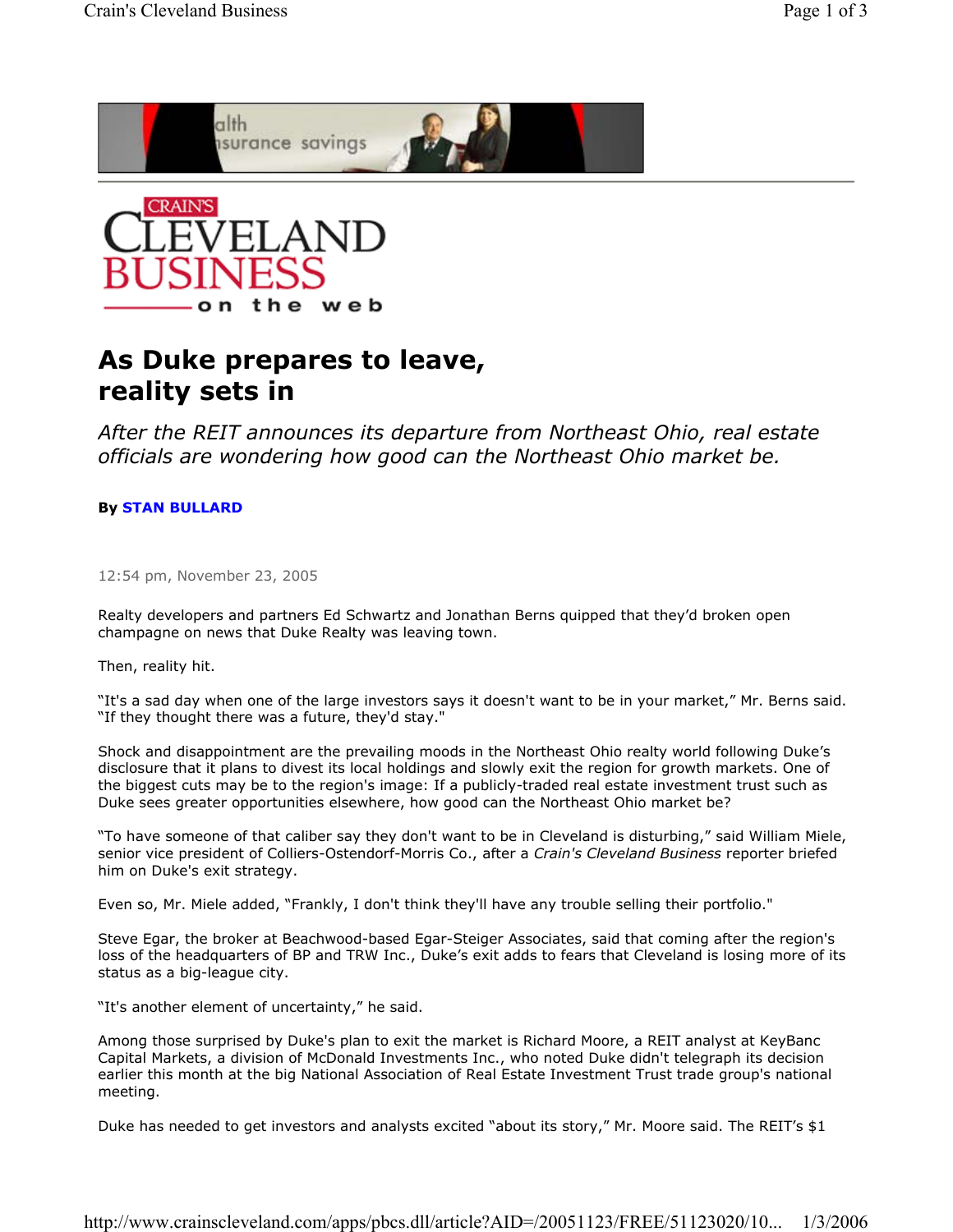# As Duke prepares to leave, reality sets in

*After the REIT announces its departure from Northeast Ohio, real estate officials are wondering how good can the Northeast Ohio market be.*

**By STAN BULLARD**

12:54 pm, November 23, 2005

Realty developers and partners Ed Schwartz and Jonathan Berns quipped that they'd broken open champagne on news that Duke Realty was leaving town.

Then, reality hit.

"It's a sad day when one of the large investors says it doesn't want to be in your market," Mr. Berns said. "If they thought there was a future, they'd stay."

Shock and disappointment are the prevailing moods in the Northeast Ohio realty world following Duke's disclosure that it plans to divest its local holdings and slowly exit the region for growth markets. One of the biggest cuts may be to the region's image: If a publicly-traded real estate investment trust such as Duke sees greater opportunities elsewhere, how good can the Northeast Ohio market be?

"To have someone of that caliber say they don't want to be in Cleveland is disturbing," said William Miele, senior vice president of Colliers-Ostendorf-Morris Co., after a *Crain's Cleveland Business* reporter briefed him on Duke's exit strategy.

Even so, Mr. Miele added, "Frankly, I don't think they'll have any trouble selling their portfolio."

Steve Egar, the broker at Beachwood-based Egar-Steiger Associates, said that coming after the region's loss of the headquarters of BP and TRW Inc., Duke's exit adds to fears that Cleveland is losing more of its status as a big-league city.

"It's another element of uncertainty," he said.

Among those surprised by Duke's plan to exit the market is Richard Moore, a REIT analyst at KeyBanc Capital Markets, a division of McDonald Investments Inc., who noted Duke didn't telegraph its decision earlier this month at the big National Association of Real Estate Investment Trust trade group's national meeting.

Duke has needed to get investors and analysts excited "about its story," Mr. Moore said. The REIT's $1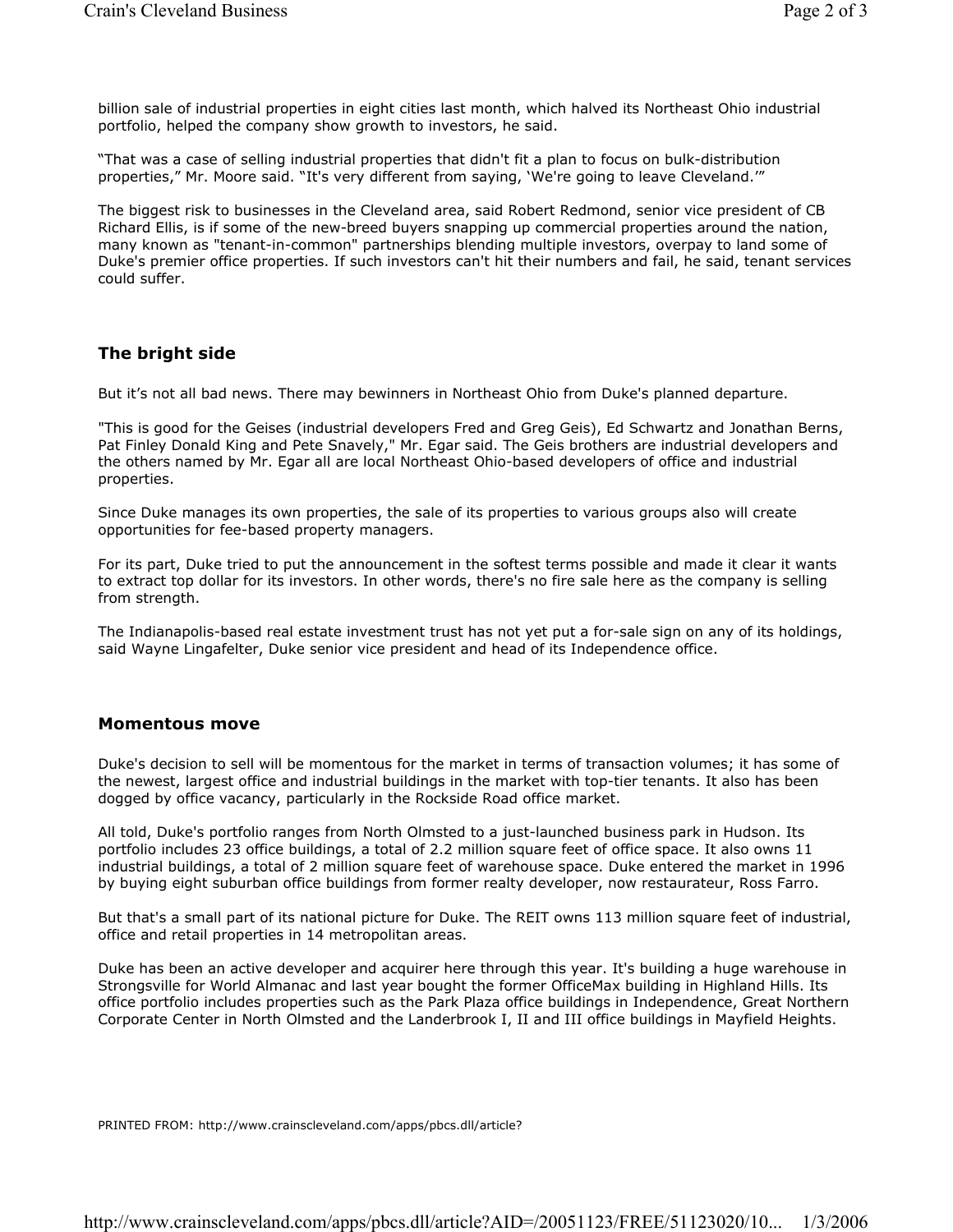billion sale of industrial properties in eight cities last month, which halved its Northeast Ohio industrial portfolio, helped the company show growth to investors, he said.

"That was a case of selling industrial properties that didn't fit a plan to focus on bulk-distribution properties," Mr. Moore said. "It's very different from saying, 'We're going to leave Cleveland.'"

The biggest risk to businesses in the Cleveland area, said Robert Redmond, senior vice president of CB Richard Ellis, is if some of the new-breed buyers snapping up commercial properties around the nation, many known as "tenant-in-common" partnerships blending multiple investors, overpay to land some of Duke's premier office properties. If such investors can't hit their numbers and fail, he said, tenant services could suffer.

### The bright side

But it's not all bad news. There may bewinners in Northeast Ohio from Duke's planned departure.

"This is good for the Geises (industrial developers Fred and Greg Geis), Ed Schwartz and Jonathan Berns, Pat Finley Donald King and Pete Snavely," Mr. Egar said. The Geis brothers are industrial developers and the others named by Mr. Egar all are local Northeast Ohio-based developers of office and industrial properties.

Since Duke manages its own properties, the sale of its properties to various groups also will create opportunities for fee-based property managers.

For its part, Duke tried to put the announcement in the softest terms possible and made it clear it wants to extract top dollar for its investors. In other words, there's no fire sale here as the company is selling from strength.

The Indianapolis-based real estate investment trust has not yet put a for-sale sign on any of its holdings, said Wayne Lingafelter, Duke senior vice president and head of its Independence office.

### Momentous move

Duke's decision to sell will be momentous for the market in terms of transaction volumes; it has some of the newest, largest office and industrial buildings in the market with top-tier tenants. It also has been dogged by office vacancy, particularly in the Rockside Road office market.

All told, Duke's portfolio ranges from North Olmsted to a just-launched business park in Hudson. Its portfolio includes 23 office buildings, a total of 2.2 million square feet of office space. It also owns 11 industrial buildings, a total of 2 million square feet of warehouse space. Duke entered the market in 1996 by buying eight suburban office buildings from former realty developer, now restaurateur, Ross Farro.

But that's a small part of its national picture for Duke. The REIT owns 113 million square feet of industrial, office and retail properties in 14 metropolitan areas.

Duke has been an active developer and acquirer here through this year. It's building a huge warehouse in Strongsville for World Almanac and last year bought the former OfficeMax building in Highland Hills. Its office portfolio includes properties such as the Park Plaza office buildings in Independence, Great Northern Corporate Center in North Olmsted and the Landerbrook I, II and III office buildings in Mayfield Heights.

PRINTED FROM: http://www.crainscleveland.com/apps/pbcs.dll/article?